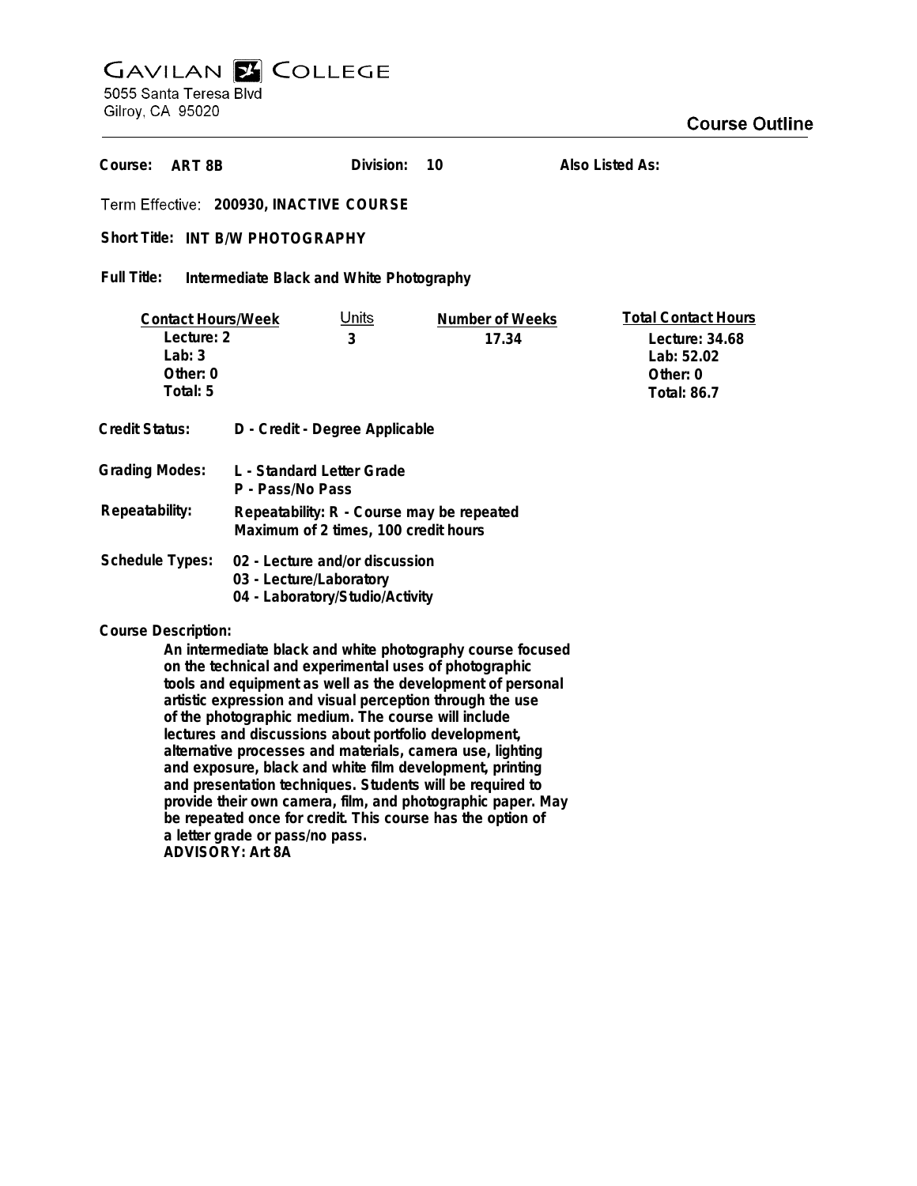# GAVILAN COLLEGE

5055 Santa Teresa Blvd
Gilroy, CA 95020

## Course Outline

**Course:** ART 8B　　**Division:** 10　　**Also Listed As:**

**Term Effective:** 200930, INACTIVE COURSE

**Short Title:** INT B/W PHOTOGRAPHY

**Full Title:** Intermediate Black and White Photography

| Contact Hours/Week | Units | Number of Weeks | Total Contact Hours |
|---|---|---|---|
| Lecture: 2 | 3 | 17.34 | Lecture: 34.68 |
| Lab: 3 | | | Lab: 52.02 |
| Other: 0 | | | Other: 0 |
| Total: 5 | | | Total: 86.7 |

**Credit Status:** D - Credit - Degree Applicable

**Grading Modes:** L - Standard Letter Grade
P - Pass/No Pass

**Repeatability:** Repeatability: R - Course may be repeated
Maximum of 2 times, 100 credit hours

**Schedule Types:** 02 - Lecture and/or discussion
03 - Lecture/Laboratory
04 - Laboratory/Studio/Activity

**Course Description:**

An intermediate black and white photography course focused on the technical and experimental uses of photographic tools and equipment as well as the development of personal artistic expression and visual perception through the use of the photographic medium. The course will include lectures and discussions about portfolio development, alternative processes and materials, camera use, lighting and exposure, black and white film development, printing and presentation techniques. Students will be required to provide their own camera, film, and photographic paper. May be repeated once for credit. This course has the option of a letter grade or pass/no pass.
ADVISORY: Art 8A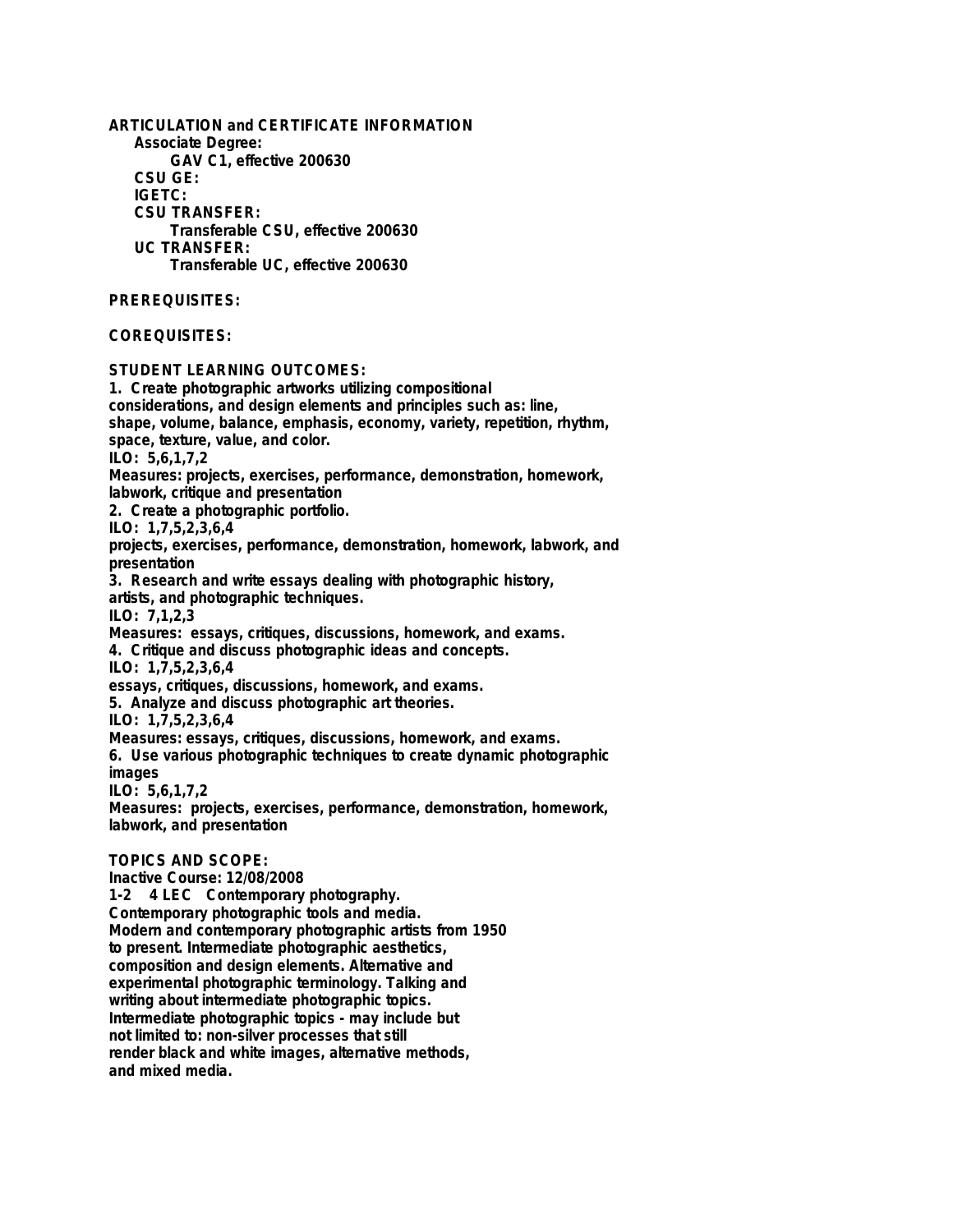**ARTICULATION and CERTIFICATE INFORMATION**

**Associate Degree:**

GAV C1, effective 200630

**CSU GE:**

**IGETC:**

**CSU TRANSFER:**

Transferable CSU, effective 200630

**UC TRANSFER:**

Transferable UC, effective 200630

**PREREQUISITES:**

**COREQUISITES:**

**STUDENT LEARNING OUTCOMES:**

1. Create photographic artworks utilizing compositional considerations, and design elements and principles such as: line, shape, volume, balance, emphasis, economy, variety, repetition, rhythm, space, texture, value, and color.
ILO: 5,6,1,7,2
Measures: projects, exercises, performance, demonstration, homework, labwork, critique and presentation
2. Create a photographic portfolio.
ILO: 1,7,5,2,3,6,4
projects, exercises, performance, demonstration, homework, labwork, and presentation
3. Research and write essays dealing with photographic history, artists, and photographic techniques.
ILO: 7,1,2,3
Measures: essays, critiques, discussions, homework, and exams.
4. Critique and discuss photographic ideas and concepts.
ILO: 1,7,5,2,3,6,4
essays, critiques, discussions, homework, and exams.
5. Analyze and discuss photographic art theories.
ILO: 1,7,5,2,3,6,4
Measures: essays, critiques, discussions, homework, and exams.
6. Use various photographic techniques to create dynamic photographic images
ILO: 5,6,1,7,2
Measures: projects, exercises, performance, demonstration, homework, labwork, and presentation

**TOPICS AND SCOPE:**

Inactive Course: 12/08/2008

1-2 4 LEC Contemporary photography.
Contemporary photographic tools and media.
Modern and contemporary photographic artists from 1950 to present. Intermediate photographic aesthetics, composition and design elements. Alternative and experimental photographic terminology. Talking and writing about intermediate photographic topics.
Intermediate photographic topics - may include but not limited to: non-silver processes that still render black and white images, alternative methods, and mixed media.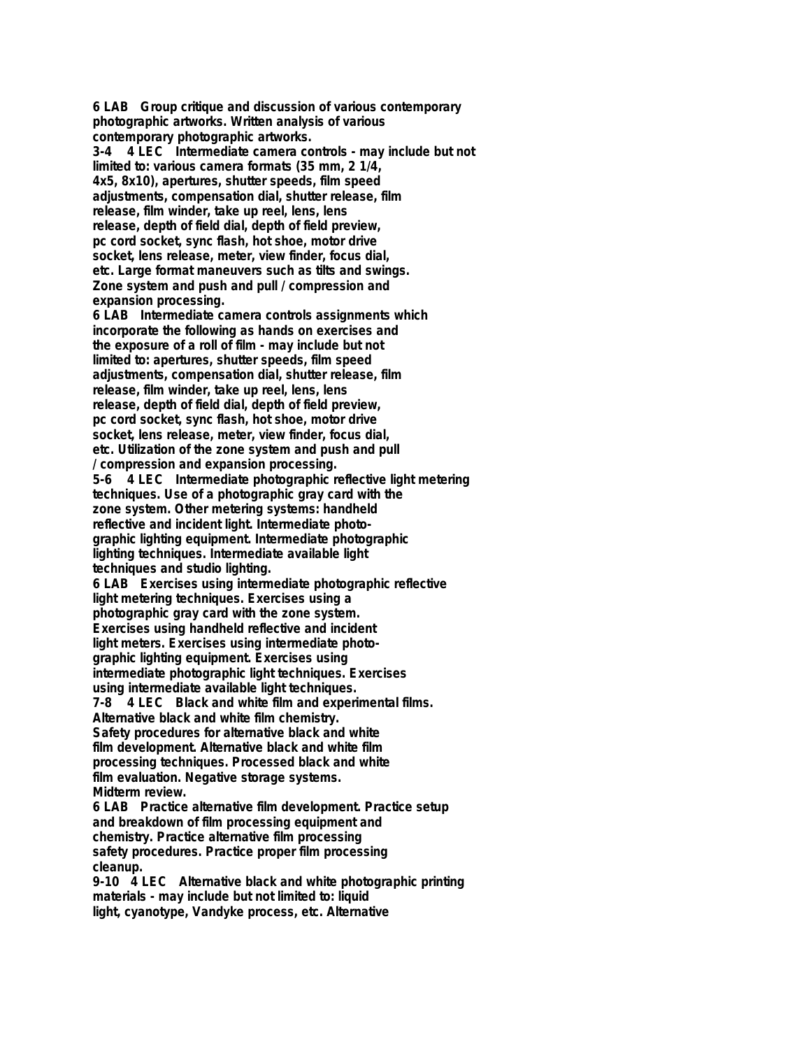**6 LAB Group critique and discussion of various contemporary photographic artworks. Written analysis of various contemporary photographic artworks.**

**3-4 4 LEC Intermediate camera controls - may include but not limited to: various camera formats (35 mm, 2 1/4, 4x5, 8x10), apertures, shutter speeds, film speed adjustments, compensation dial, shutter release, film release, film winder, take up reel, lens, lens release, depth of field dial, depth of field preview, pc cord socket, sync flash, hot shoe, motor drive socket, lens release, meter, view finder, focus dial, etc. Large format maneuvers such as tilts and swings. Zone system and push and pull / compression and expansion processing.**

**6 LAB Intermediate camera controls assignments which incorporate the following as hands on exercises and the exposure of a roll of film - may include but not limited to: apertures, shutter speeds, film speed adjustments, compensation dial, shutter release, film release, film winder, take up reel, lens, lens release, depth of field dial, depth of field preview, pc cord socket, sync flash, hot shoe, motor drive socket, lens release, meter, view finder, focus dial, etc. Utilization of the zone system and push and pull / compression and expansion processing.**

**5-6 4 LEC Intermediate photographic reflective light metering techniques. Use of a photographic gray card with the zone system. Other metering systems: handheld reflective and incident light. Intermediate photographic lighting equipment. Intermediate photographic lighting techniques. Intermediate available light techniques and studio lighting.**

**6 LAB Exercises using intermediate photographic reflective light metering techniques. Exercises using a photographic gray card with the zone system. Exercises using handheld reflective and incident light meters. Exercises using intermediate photographic lighting equipment. Exercises using intermediate photographic light techniques. Exercises using intermediate available light techniques.**

**7-8 4 LEC Black and white film and experimental films. Alternative black and white film chemistry. Safety procedures for alternative black and white film development. Alternative black and white film processing techniques. Processed black and white film evaluation. Negative storage systems. Midterm review.**

**6 LAB Practice alternative film development. Practice setup and breakdown of film processing equipment and chemistry. Practice alternative film processing safety procedures. Practice proper film processing cleanup.**

**9-10 4 LEC Alternative black and white photographic printing materials - may include but not limited to: liquid light, cyanotype, Vandyke process, etc. Alternative**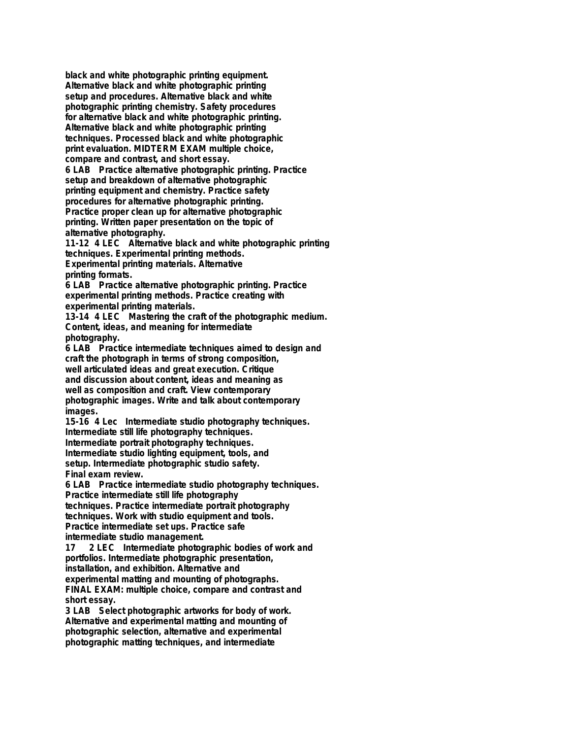**black and white photographic printing equipment. Alternative black and white photographic printing setup and procedures. Alternative black and white photographic printing chemistry. Safety procedures for alternative black and white photographic printing. Alternative black and white photographic printing techniques. Processed black and white photographic print evaluation. MIDTERM EXAM multiple choice, compare and contrast, and short essay.**

**6 LAB Practice alternative photographic printing. Practice setup and breakdown of alternative photographic printing equipment and chemistry. Practice safety procedures for alternative photographic printing. Practice proper clean up for alternative photographic printing. Written paper presentation on the topic of alternative photography.**

**11-12 4 LEC Alternative black and white photographic printing techniques. Experimental printing methods. Experimental printing materials. Alternative printing formats.**

**6 LAB Practice alternative photographic printing. Practice experimental printing methods. Practice creating with experimental printing materials.**

**13-14 4 LEC Mastering the craft of the photographic medium. Content, ideas, and meaning for intermediate photography.**

**6 LAB Practice intermediate techniques aimed to design and craft the photograph in terms of strong composition, well articulated ideas and great execution. Critique and discussion about content, ideas and meaning as well as composition and craft. View contemporary photographic images. Write and talk about contemporary images.**

**15-16 4 Lec Intermediate studio photography techniques. Intermediate still life photography techniques. Intermediate portrait photography techniques. Intermediate studio lighting equipment, tools, and setup. Intermediate photographic studio safety. Final exam review.**

**6 LAB Practice intermediate studio photography techniques. Practice intermediate still life photography techniques. Practice intermediate portrait photography techniques. Work with studio equipment and tools. Practice intermediate set ups. Practice safe intermediate studio management.**

**17 2 LEC Intermediate photographic bodies of work and portfolios. Intermediate photographic presentation, installation, and exhibition. Alternative and experimental matting and mounting of photographs. FINAL EXAM: multiple choice, compare and contrast and short essay.**

**3 LAB Select photographic artworks for body of work. Alternative and experimental matting and mounting of photographic selection, alternative and experimental photographic matting techniques, and intermediate**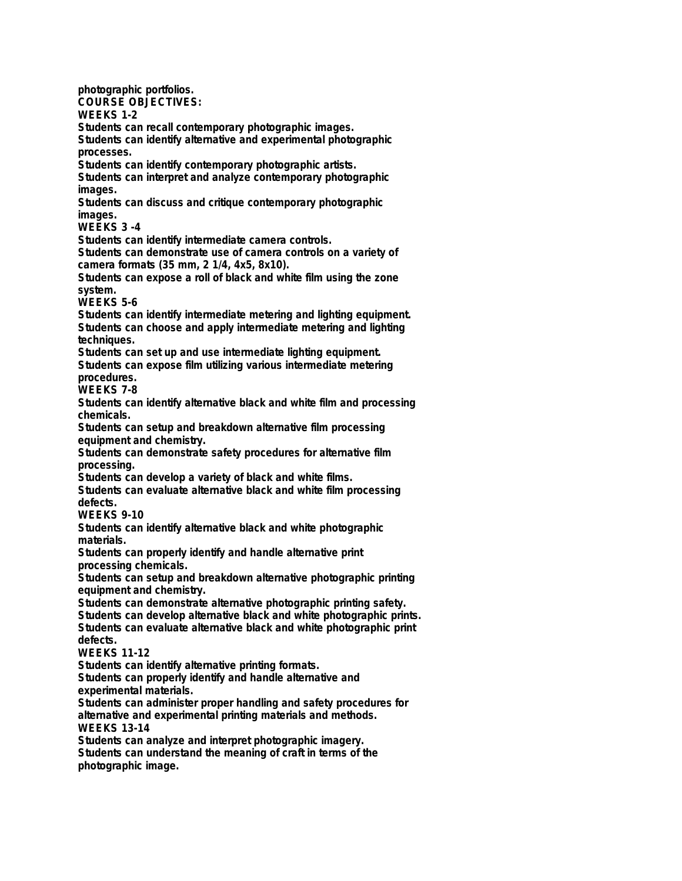photographic portfolios.

**COURSE OBJECTIVES:**

**WEEKS 1-2**

Students can recall contemporary photographic images.
Students can identify alternative and experimental photographic processes.
Students can identify contemporary photographic artists.
Students can interpret and analyze contemporary photographic images.
Students can discuss and critique contemporary photographic images.

**WEEKS 3 -4**

Students can identify intermediate camera controls.
Students can demonstrate use of camera controls on a variety of camera formats (35 mm, 2 1/4, 4x5, 8x10).
Students can expose a roll of black and white film using the zone system.

**WEEKS 5-6**

Students can identify intermediate metering and lighting equipment.
Students can choose and apply intermediate metering and lighting techniques.
Students can set up and use intermediate lighting equipment.
Students can expose film utilizing various intermediate metering procedures.

**WEEKS 7-8**

Students can identify alternative black and white film and processing chemicals.
Students can setup and breakdown alternative film processing equipment and chemistry.
Students can demonstrate safety procedures for alternative film processing.
Students can develop a variety of black and white films.
Students can evaluate alternative black and white film processing defects.

**WEEKS 9-10**

Students can identify alternative black and white photographic materials.
Students can properly identify and handle alternative print processing chemicals.
Students can setup and breakdown alternative photographic printing equipment and chemistry.
Students can demonstrate alternative photographic printing safety.
Students can develop alternative black and white photographic prints.
Students can evaluate alternative black and white photographic print defects.

**WEEKS 11-12**

Students can identify alternative printing formats.
Students can properly identify and handle alternative and experimental materials.
Students can administer proper handling and safety procedures for alternative and experimental printing materials and methods.

**WEEKS 13-14**

Students can analyze and interpret photographic imagery.
Students can understand the meaning of craft in terms of the photographic image.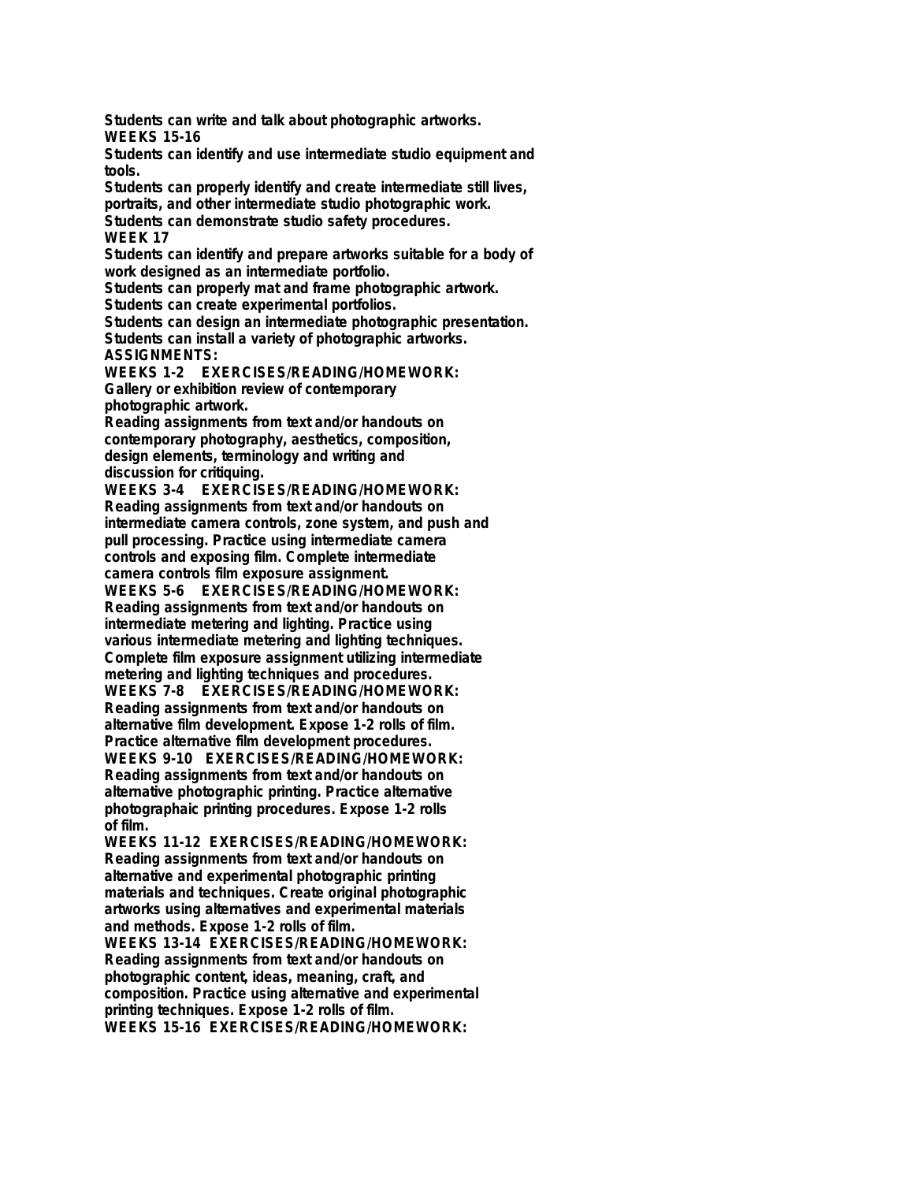**Students can write and talk about photographic artworks.**
**WEEKS 15-16**
**Students can identify and use intermediate studio equipment and tools.**
**Students can properly identify and create intermediate still lives, portraits, and other intermediate studio photographic work.**
**Students can demonstrate studio safety procedures.**
**WEEK 17**
**Students can identify and prepare artworks suitable for a body of work designed as an intermediate portfolio.**
**Students can properly mat and frame photographic artwork.**
**Students can create experimental portfolios.**
**Students can design an intermediate photographic presentation.**
**Students can install a variety of photographic artworks.**
**ASSIGNMENTS:**
**WEEKS 1-2 EXERCISES/READING/HOMEWORK:**
**Gallery or exhibition review of contemporary photographic artwork.**
**Reading assignments from text and/or handouts on contemporary photography, aesthetics, composition, design elements, terminology and writing and discussion for critiquing.**
**WEEKS 3-4 EXERCISES/READING/HOMEWORK:**
**Reading assignments from text and/or handouts on intermediate camera controls, zone system, and push and pull processing. Practice using intermediate camera controls and exposing film. Complete intermediate camera controls film exposure assignment.**
**WEEKS 5-6 EXERCISES/READING/HOMEWORK:**
**Reading assignments from text and/or handouts on intermediate metering and lighting. Practice using various intermediate metering and lighting techniques. Complete film exposure assignment utilizing intermediate metering and lighting techniques and procedures.**
**WEEKS 7-8 EXERCISES/READING/HOMEWORK:**
**Reading assignments from text and/or handouts on alternative film development. Expose 1-2 rolls of film. Practice alternative film development procedures.**
**WEEKS 9-10 EXERCISES/READING/HOMEWORK:**
**Reading assignments from text and/or handouts on alternative photographic printing. Practice alternative photographaic printing procedures. Expose 1-2 rolls of film.**
**WEEKS 11-12 EXERCISES/READING/HOMEWORK:**
**Reading assignments from text and/or handouts on alternative and experimental photographic printing materials and techniques. Create original photographic artworks using alternatives and experimental materials and methods. Expose 1-2 rolls of film.**
**WEEKS 13-14 EXERCISES/READING/HOMEWORK:**
**Reading assignments from text and/or handouts on photographic content, ideas, meaning, craft, and composition. Practice using alternative and experimental printing techniques. Expose 1-2 rolls of film.**
**WEEKS 15-16 EXERCISES/READING/HOMEWORK:**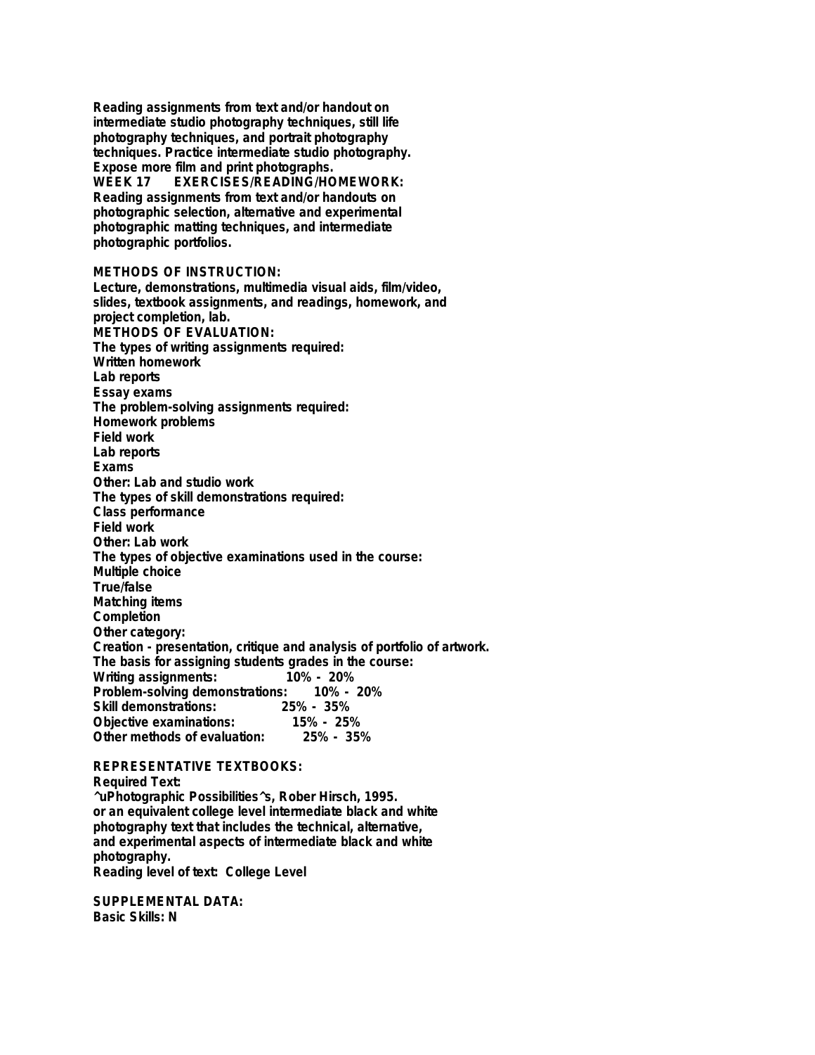Reading assignments from text and/or handout on intermediate studio photography techniques, still life photography techniques, and portrait photography techniques. Practice intermediate studio photography. Expose more film and print photographs.

WEEK 17 EXERCISES/READING/HOMEWORK:
Reading assignments from text and/or handouts on photographic selection, alternative and experimental photographic matting techniques, and intermediate photographic portfolios.

**METHODS OF INSTRUCTION:**
Lecture, demonstrations, multimedia visual aids, film/video, slides, textbook assignments, and readings, homework, and project completion, lab.

**METHODS OF EVALUATION:**
The types of writing assignments required:
Written homework
Lab reports
Essay exams
The problem-solving assignments required:
Homework problems
Field work
Lab reports
Exams
Other: Lab and studio work
The types of skill demonstrations required:
Class performance
Field work
Other: Lab work
The types of objective examinations used in the course:
Multiple choice
True/false
Matching items
Completion
Other category:
Creation - presentation, critique and analysis of portfolio of artwork.
The basis for assigning students grades in the course:
Writing assignments: 10% - 20%
Problem-solving demonstrations: 10% - 20%
Skill demonstrations: 25% - 35%
Objective examinations: 15% - 25%
Other methods of evaluation: 25% - 35%

**REPRESENTATIVE TEXTBOOKS:**
Required Text:
^uPhotographic Possibilities^s, Rober Hirsch, 1995.
or an equivalent college level intermediate black and white photography text that includes the technical, alternative, and experimental aspects of intermediate black and white photography.
Reading level of text: College Level

**SUPPLEMENTAL DATA:**
Basic Skills: N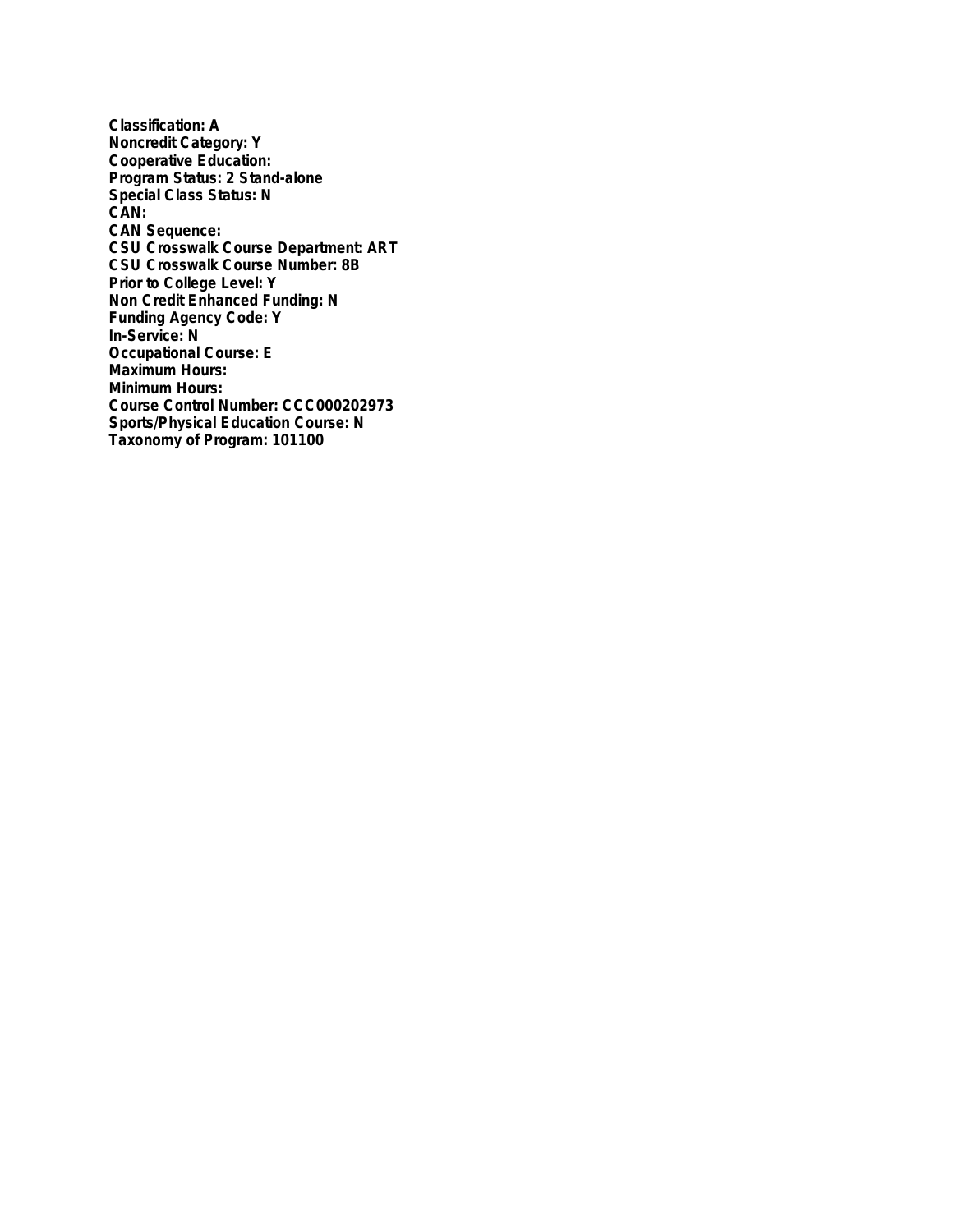**Classification: A**
**Noncredit Category: Y**
**Cooperative Education:**
**Program Status: 2 Stand-alone**
**Special Class Status: N**
**CAN:**
**CAN Sequence:**
**CSU Crosswalk Course Department: ART**
**CSU Crosswalk Course Number: 8B**
**Prior to College Level: Y**
**Non Credit Enhanced Funding: N**
**Funding Agency Code: Y**
**In-Service: N**
**Occupational Course: E**
**Maximum Hours:**
**Minimum Hours:**
**Course Control Number: CCC000202973**
**Sports/Physical Education Course: N**
**Taxonomy of Program: 101100**